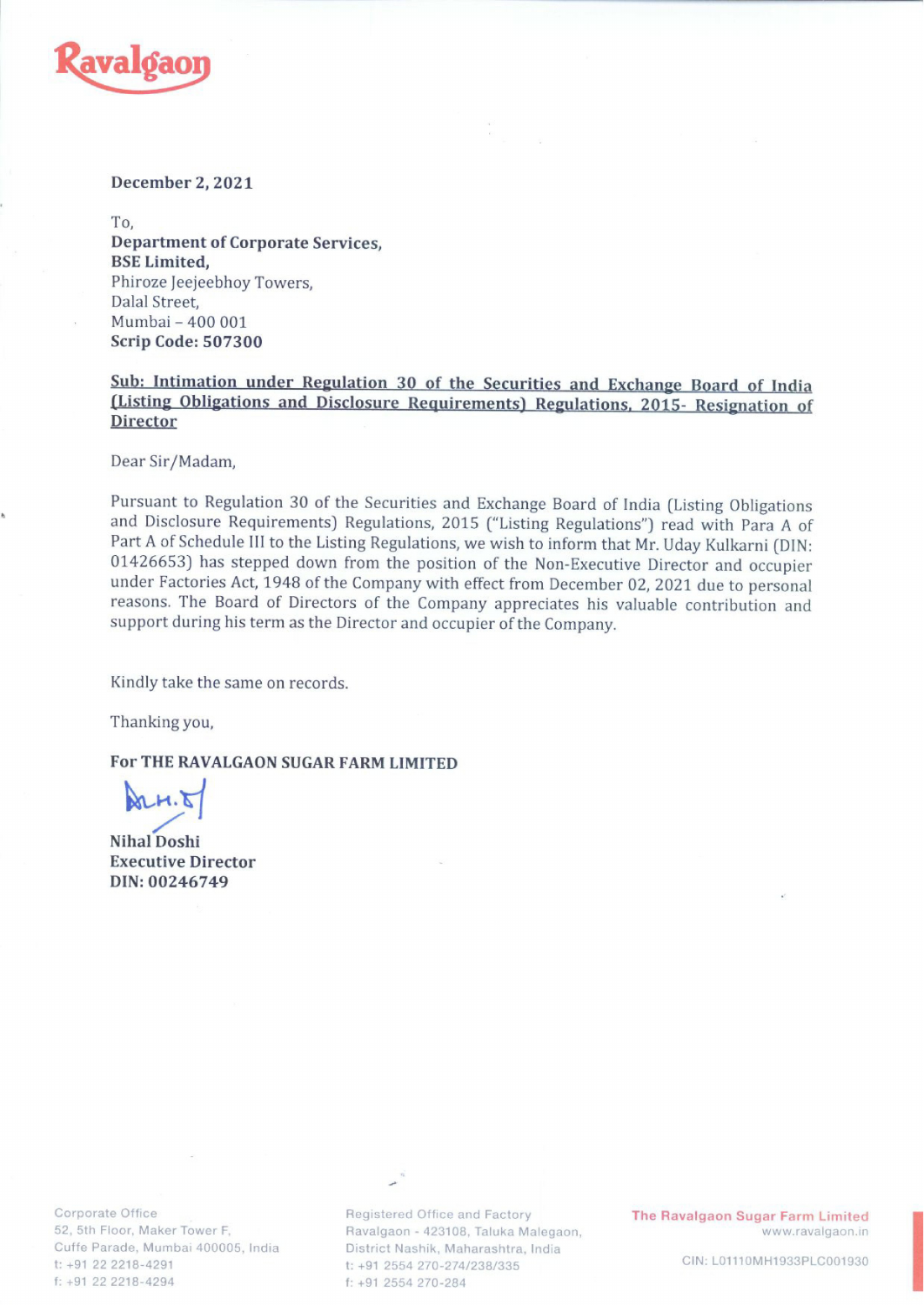Ravalgaon

**December 2, 2021**

To,
**Department of Corporate Services,**
**BSE Limited,**
Phiroze Jeejeebhoy Towers,
Dalal Street,
Mumbai – 400 001
**Scrip Code: 507300**

**Sub: Intimation under Regulation 30 of the Securities and Exchange Board of India (Listing Obligations and Disclosure Requirements) Regulations, 2015- Resignation of Director**

Dear Sir/Madam,

Pursuant to Regulation 30 of the Securities and Exchange Board of India (Listing Obligations and Disclosure Requirements) Regulations, 2015 ("Listing Regulations") read with Para A of Part A of Schedule III to the Listing Regulations, we wish to inform that Mr. Uday Kulkarni (DIN: 01426653) has stepped down from the position of the Non-Executive Director and occupier under Factories Act, 1948 of the Company with effect from December 02, 2021 due to personal reasons. The Board of Directors of the Company appreciates his valuable contribution and support during his term as the Director and occupier of the Company.

Kindly take the same on records.

Thanking you,

**For THE RAVALGAON SUGAR FARM LIMITED**

**Nihal Doshi**
**Executive Director**
**DIN: 00246749**

Corporate Office
52, 5th Floor, Maker Tower F,
Cuffe Parade, Mumbai 400005, India
t: +91 22 2218-4291
f: +91 22 2218-4294

Registered Office and Factory
Ravalgaon - 423108, Taluka Malegaon,
District Nashik, Maharashtra, India
t: +91 2554 270-274/238/335
f: +91 2554 270-284

The Ravalgaon Sugar Farm Limited
www.ravalgaon.in

CIN: L01110MH1933PLC001930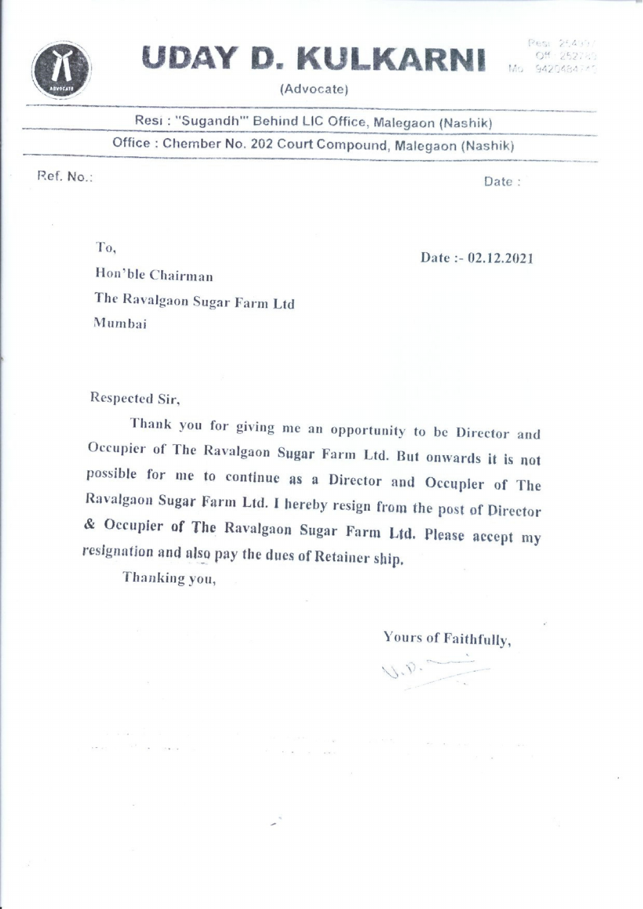# UDAY D. KULKARNI

(Advocate)

Resi: 254... Off: 252... Mo: 9420484...

Resi : "Sugandh" Behind LIC Office, Malegaon (Nashik)

Office : Chember No. 202 Court Compound, Malegaon (Nashik)

Ref. No.:

Date :

To,

Date :- 02.12.2021

Hon'ble Chairman

The Ravalgaon Sugar Farm Ltd

Mumbai

Respected Sir,

Thank you for giving me an opportunity to be Director and Occupier of The Ravalgaon Sugar Farm Ltd. But onwards it is not possible for me to continue as a Director and Occupier of The Ravalgaon Sugar Farm Ltd. I hereby resign from the post of Director & Occupier of The Ravalgaon Sugar Farm Ltd. Please accept my resignation and also pay the dues of Retainer ship.

Thanking you,

Yours of Faithfully,

U.D.